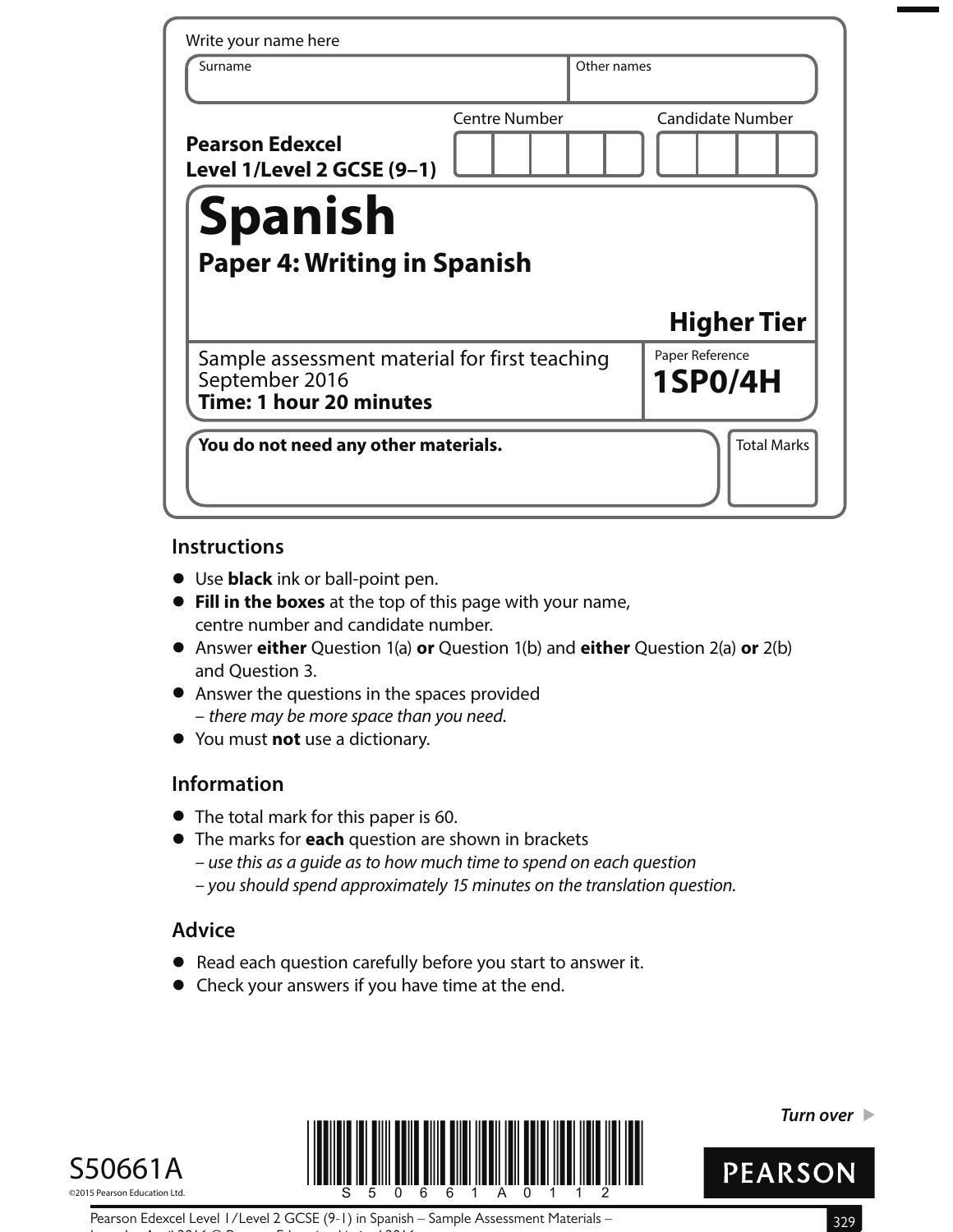Write your name here

| Surname | Other names |
| --- | --- |
| | |

**Pearson Edexcel Level 1/Level 2 GCSE (9–1)**

| Centre Number | Candidate Number |
| --- | --- |
| | |

# Spanish

## Paper 4: Writing in Spanish

**Higher Tier**

Sample assessment material for first teaching September 2016
**Time: 1 hour 20 minutes**

Paper Reference
**1SP0/4H**

**You do not need any other materials.**

Total Marks

## Instructions

- Use **black** ink or ball-point pen.
- **Fill in the boxes** at the top of this page with your name, centre number and candidate number.
- Answer **either** Question 1(a) **or** Question 1(b) and **either** Question 2(a) **or** 2(b) and Question 3.
- Answer the questions in the spaces provided
  – *there may be more space than you need.*
- You must **not** use a dictionary.

## Information

- The total mark for this paper is 60.
- The marks for **each** question are shown in brackets
  – *use this as a guide as to how much time to spend on each question*
  – *you should spend approximately 15 minutes on the translation question.*

## Advice

- Read each question carefully before you start to answer it.
- Check your answers if you have time at the end.

*Turn over*

S50661A

©2015 Pearson Education Ltd.

PEARSON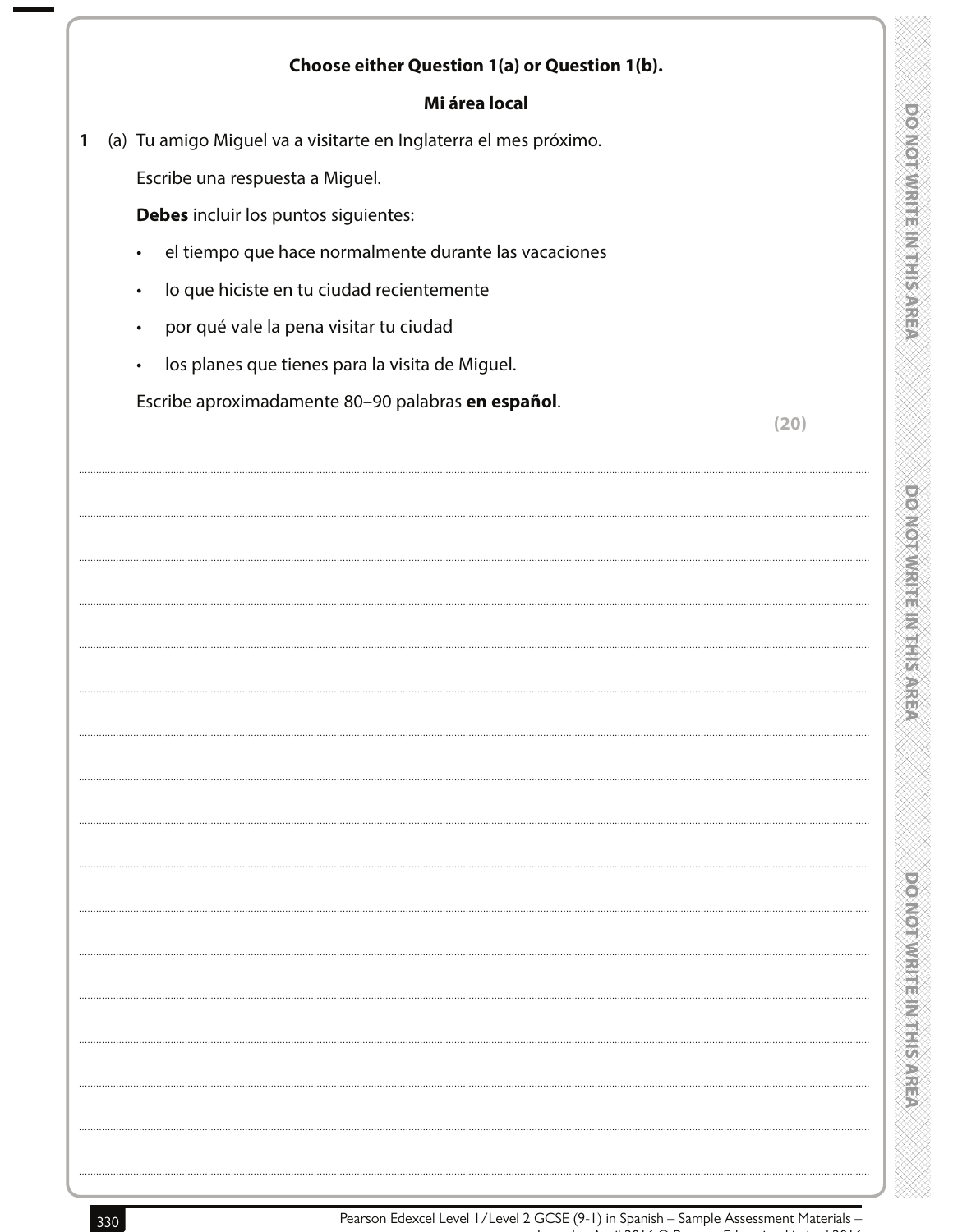**Choose either Question 1(a) or Question 1(b).**

**Mi área local**

1 (a) Tu amigo Miguel va a visitarte en Inglaterra el mes próximo.

Escribe una respuesta a Miguel.

**Debes** incluir los puntos siguientes:

- el tiempo que hace normalmente durante las vacaciones
- lo que hiciste en tu ciudad recientemente
- por qué vale la pena visitar tu ciudad
- los planes que tienes para la visita de Miguel.

Escribe aproximadamente 80–90 palabras **en español**.

**(20)**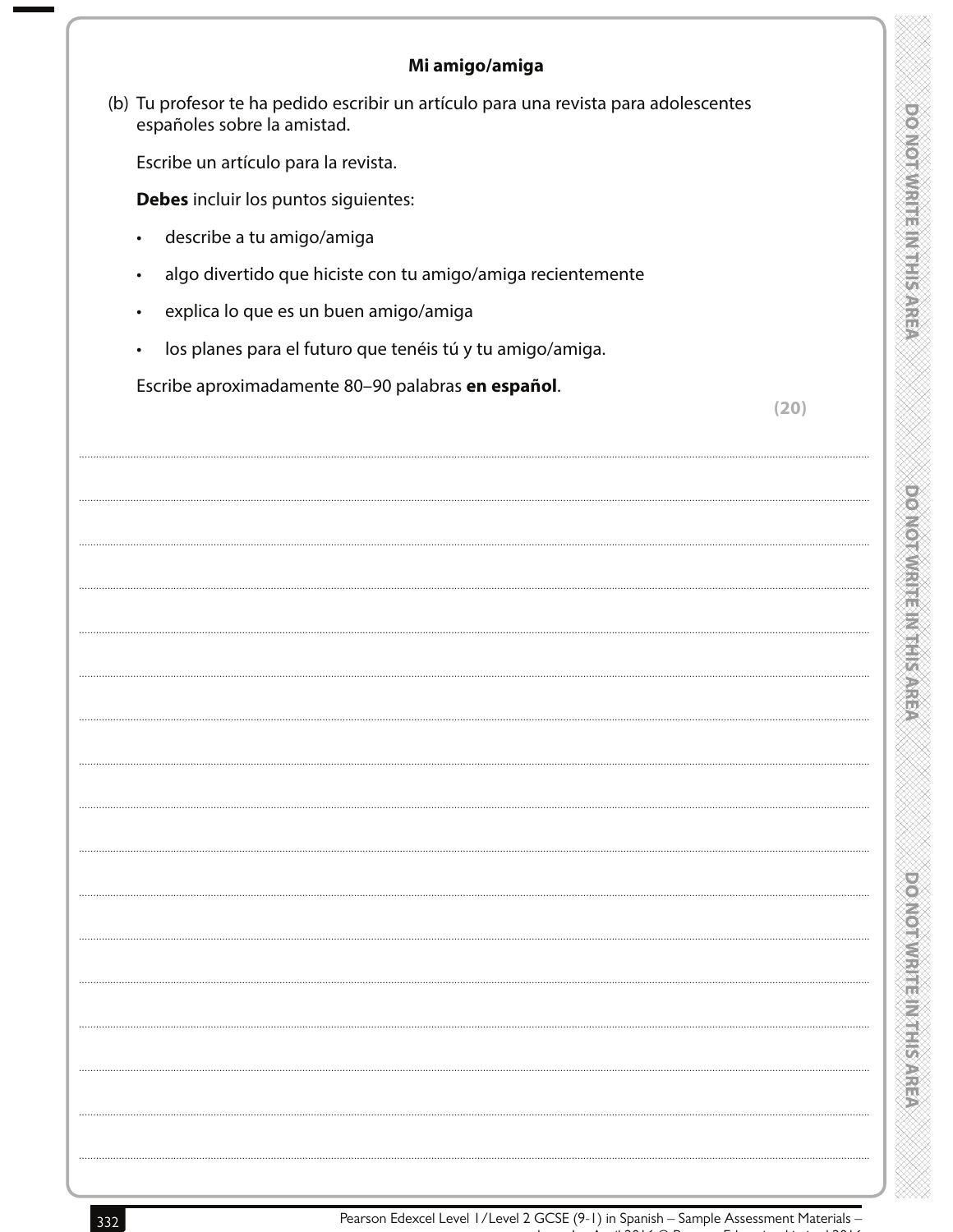**Mi amigo/amiga**

(b) Tu profesor te ha pedido escribir un artículo para una revista para adolescentes españoles sobre la amistad.

Escribe un artículo para la revista.

**Debes** incluir los puntos siguientes:

- describe a tu amigo/amiga
- algo divertido que hiciste con tu amigo/amiga recientemente
- explica lo que es un buen amigo/amiga
- los planes para el futuro que tenéis tú y tu amigo/amiga.

Escribe aproximadamente 80–90 palabras **en español**.

**(20)**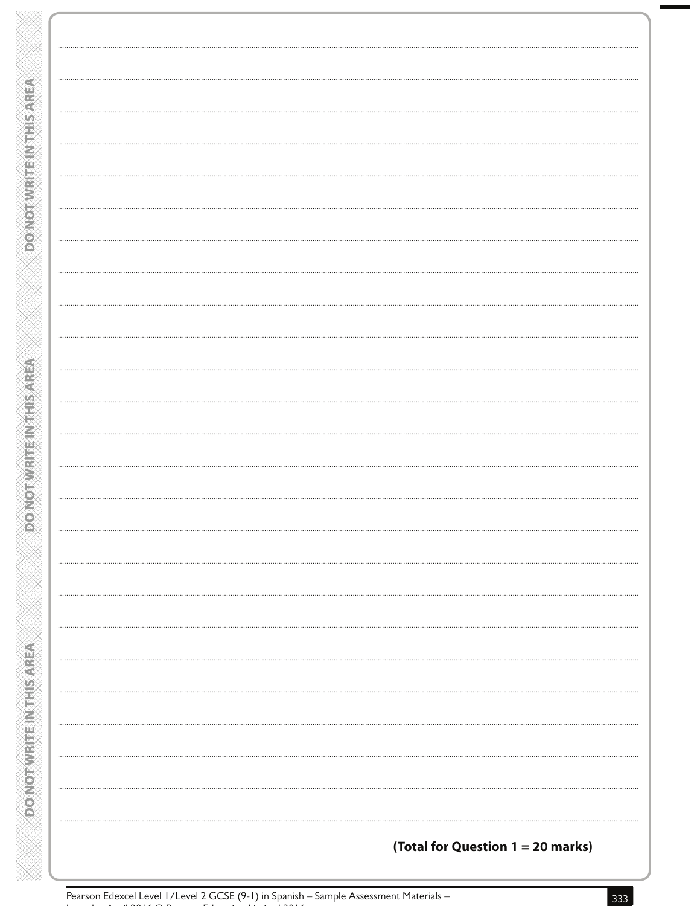**(Total for Question 1 = 20 marks)**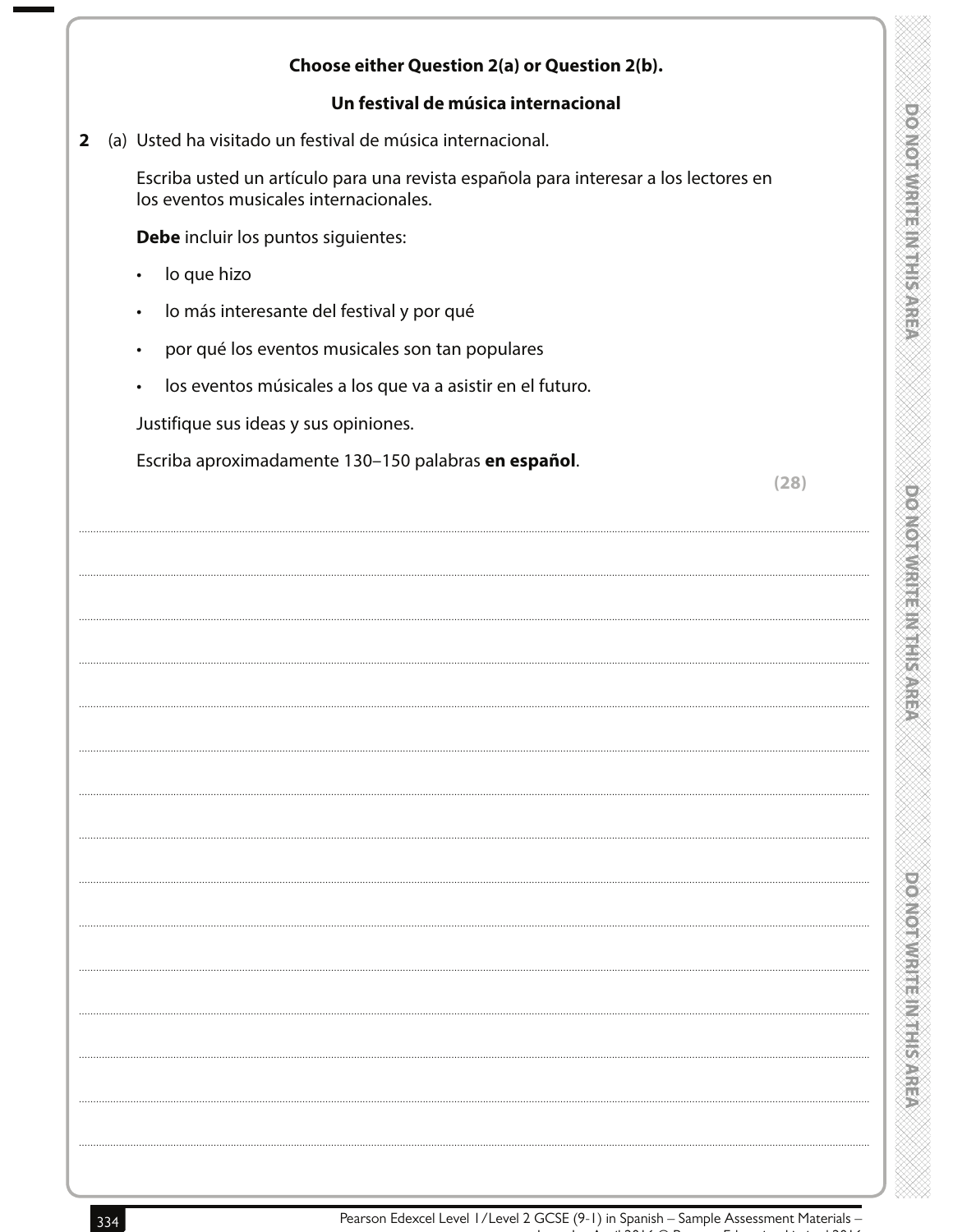**Choose either Question 2(a) or Question 2(b).**

**Un festival de música internacional**

**2** (a) Usted ha visitado un festival de música internacional.

Escriba usted un artículo para una revista española para interesar a los lectores en los eventos musicales internacionales.

**Debe** incluir los puntos siguientes:

- lo que hizo
- lo más interesante del festival y por qué
- por qué los eventos musicales son tan populares
- los eventos músicales a los que va a asistir en el futuro.

Justifique sus ideas y sus opiniones.

Escriba aproximadamente 130–150 palabras **en español**.

**(28)**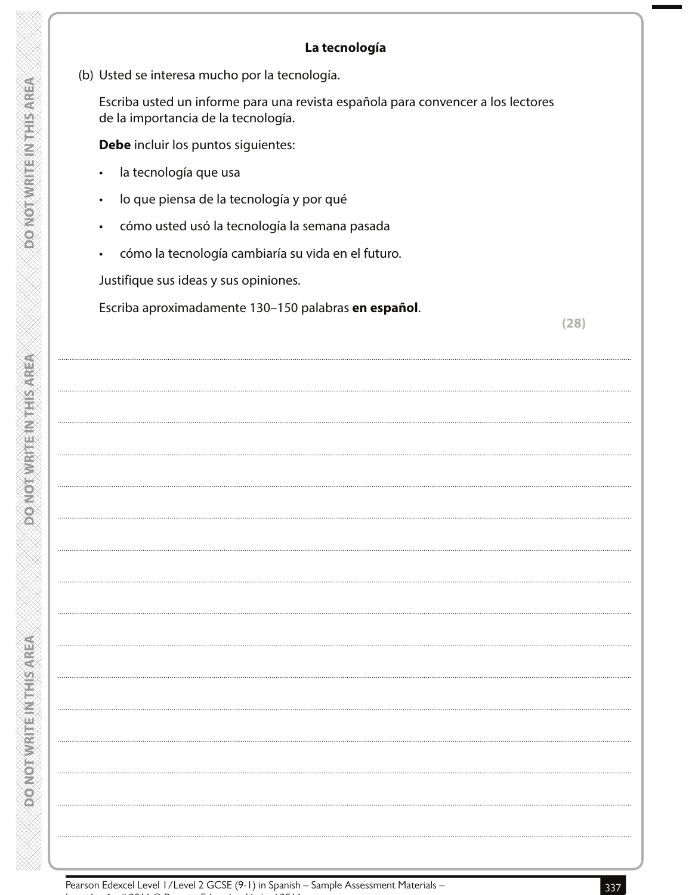## La tecnología

(b) Usted se interesa mucho por la tecnología.

Escriba usted un informe para una revista española para convencer a los lectores de la importancia de la tecnología.

**Debe** incluir los puntos siguientes:

- la tecnología que usa
- lo que piensa de la tecnología y por qué
- cómo usted usó la tecnología la semana pasada
- cómo la tecnología cambiaría su vida en el futuro.

Justifique sus ideas y sus opiniones.

Escriba aproximadamente 130–150 palabras **en español**.

**(28)**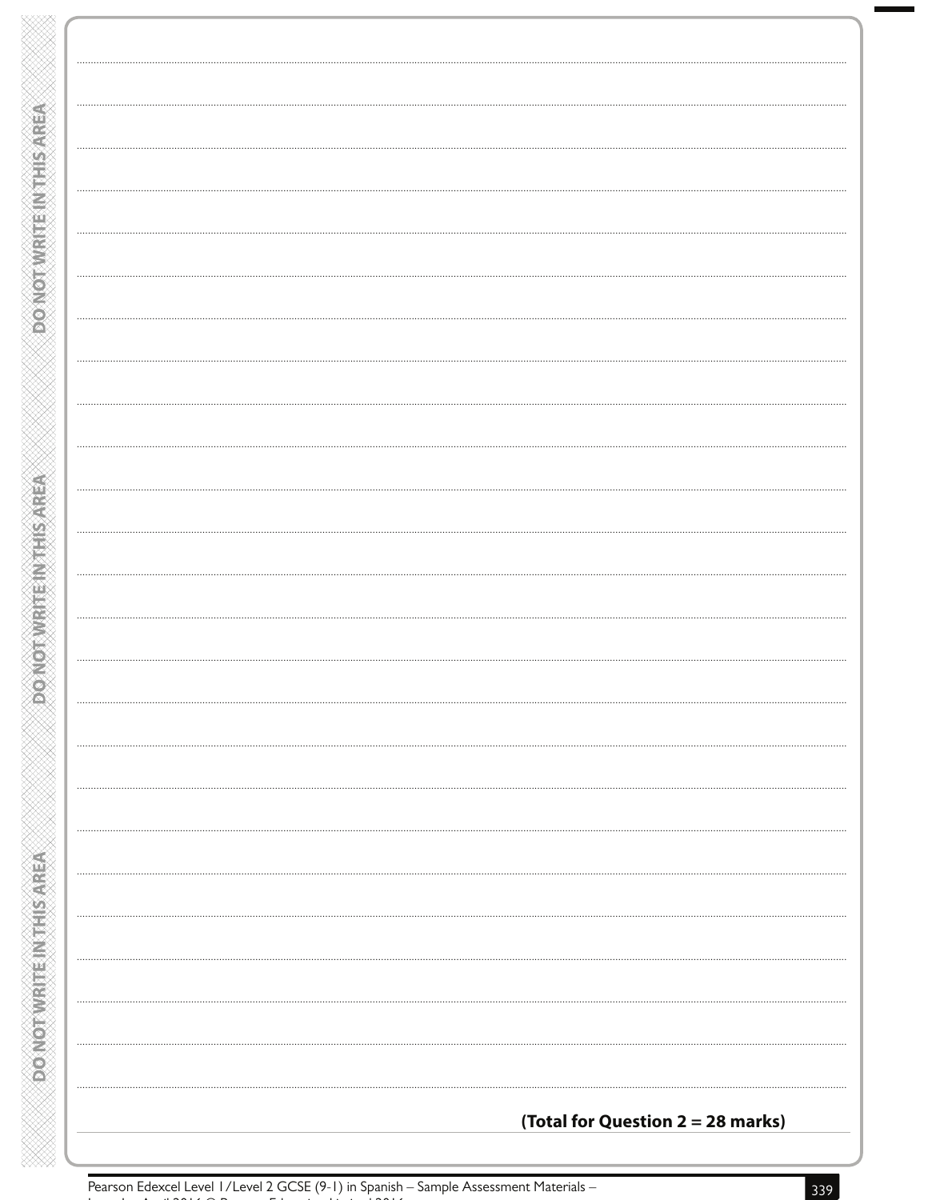**(Total for Question 2 = 28 marks)**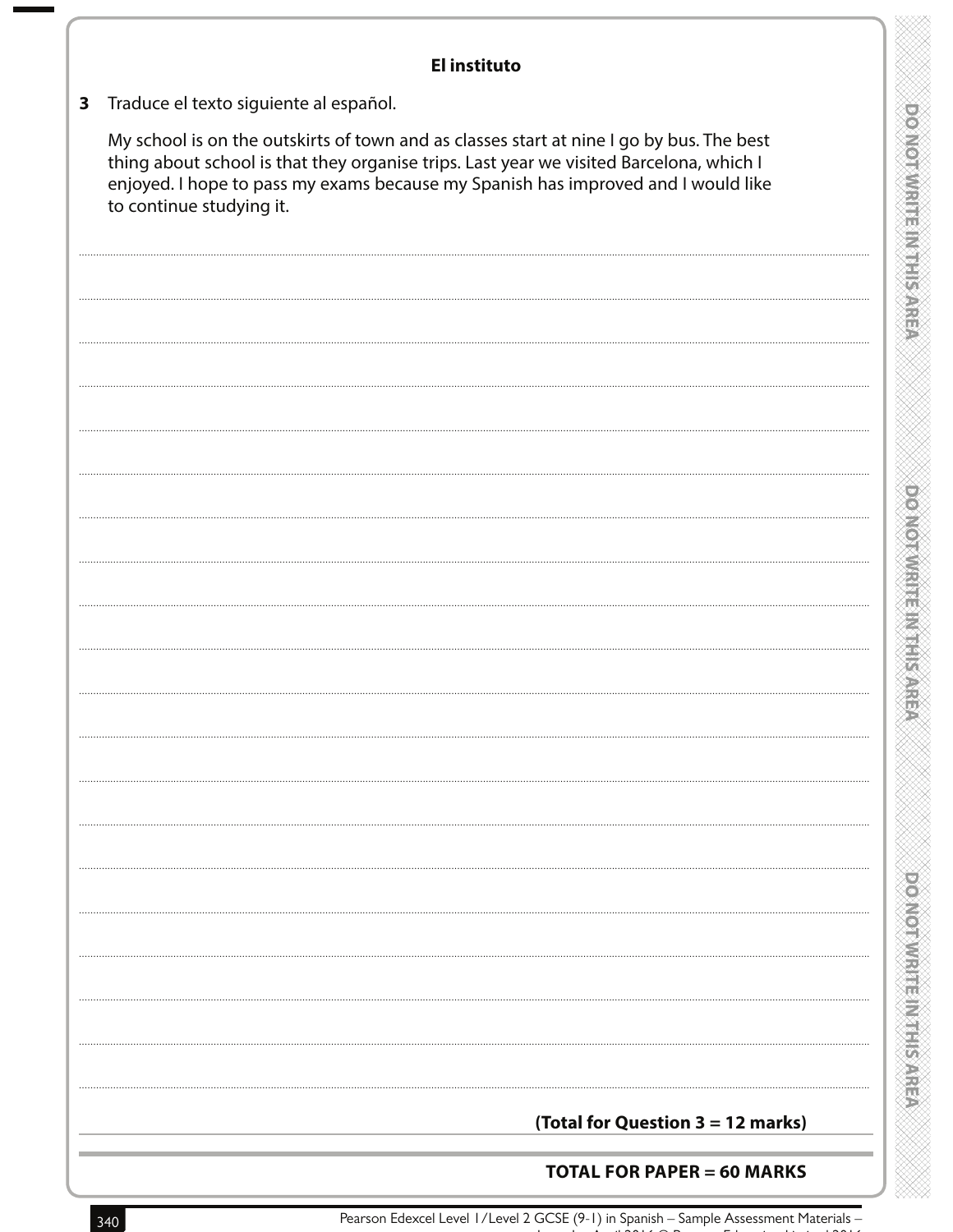## El instituto

**3** Traduce el texto siguiente al español.

My school is on the outskirts of town and as classes start at nine I go by bus. The best thing about school is that they organise trips. Last year we visited Barcelona, which I enjoyed. I hope to pass my exams because my Spanish has improved and I would like to continue studying it.

**(Total for Question 3 = 12 marks)**

**TOTAL FOR PAPER = 60 MARKS**